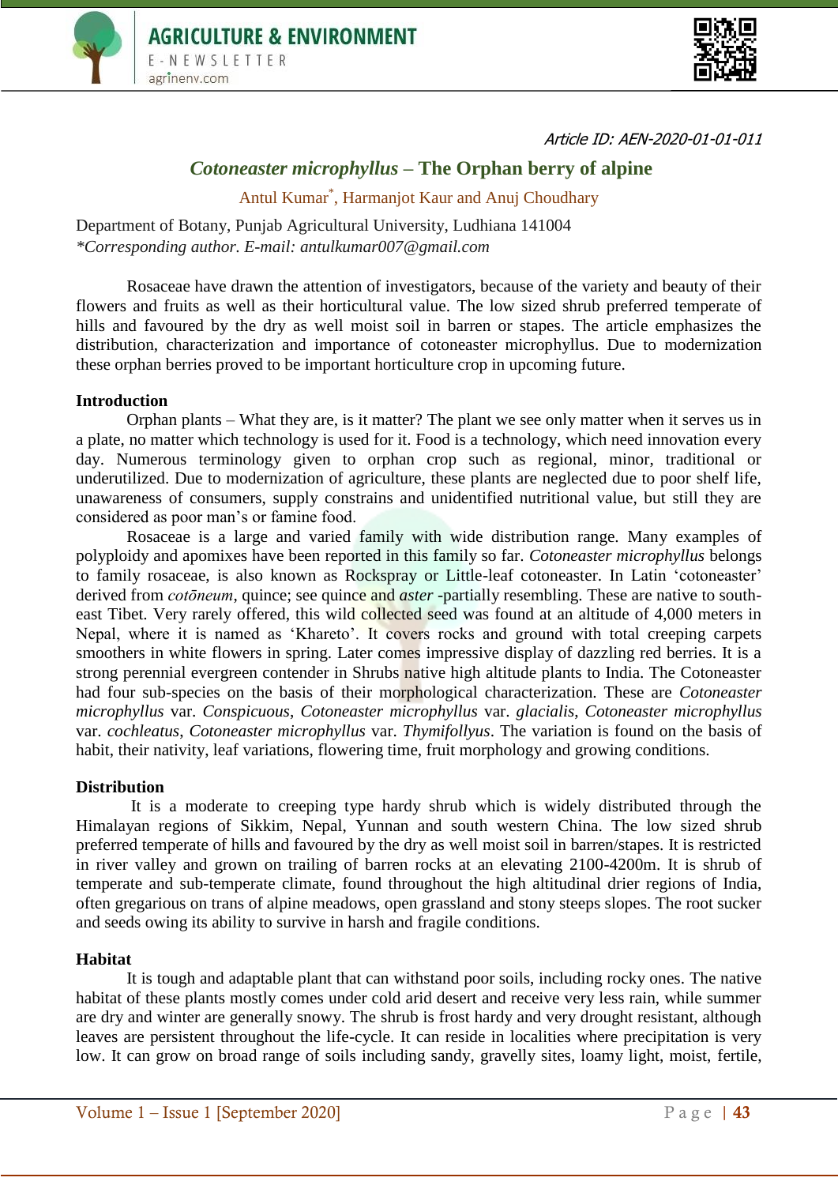Article ID: AEN-2020-01-01-011

# *Cotoneaster microphyllus* – The Orphan berry of alpine

Antul Kumar[*], Harmanjot Kaur and Anuj Choudhary

Department of Botany, Punjab Agricultural University, Ludhiana 141004

*Corresponding author. E-mail: antulkumar007@gmail.com

Rosaceae have drawn the attention of investigators, because of the variety and beauty of their flowers and fruits as well as their horticultural value. The low sized shrub preferred temperate of hills and favoured by the dry as well moist soil in barren or stapes. The article emphasizes the distribution, characterization and importance of cotoneaster microphyllus. Due to modernization these orphan berries proved to be important horticulture crop in upcoming future.

## Introduction

Orphan plants – What they are, is it matter? The plant we see only matter when it serves us in a plate, no matter which technology is used for it. Food is a technology, which need innovation every day. Numerous terminology given to orphan crop such as regional, minor, traditional or underutilized. Due to modernization of agriculture, these plants are neglected due to poor shelf life, unawareness of consumers, supply constrains and unidentified nutritional value, but still they are considered as poor man's or famine food.

Rosaceae is a large and varied family with wide distribution range. Many examples of polyploidy and apomixes have been reported in this family so far. *Cotoneaster microphyllus* belongs to family rosaceae, is also known as Rockspray or Little-leaf cotoneaster. In Latin 'cotoneaster' derived from *cotōneum*, quince; see quince and *aster* -partially resembling. These are native to south-east Tibet. Very rarely offered, this wild collected seed was found at an altitude of 4,000 meters in Nepal, where it is named as 'Khareto'. It covers rocks and ground with total creeping carpets smoothers in white flowers in spring. Later comes impressive display of dazzling red berries. It is a strong perennial evergreen contender in Shrubs native high altitude plants to India. The Cotoneaster had four sub-species on the basis of their morphological characterization. These are *Cotoneaster microphyllus* var. *Conspicuous*, *Cotoneaster microphyllus* var. *glacialis*, *Cotoneaster microphyllus* var. *cochleatus*, *Cotoneaster microphyllus* var. *Thymifollyus*. The variation is found on the basis of habit, their nativity, leaf variations, flowering time, fruit morphology and growing conditions.

## Distribution

It is a moderate to creeping type hardy shrub which is widely distributed through the Himalayan regions of Sikkim, Nepal, Yunnan and south western China. The low sized shrub preferred temperate of hills and favoured by the dry as well moist soil in barren/stapes. It is restricted in river valley and grown on trailing of barren rocks at an elevating 2100-4200m. It is shrub of temperate and sub-temperate climate, found throughout the high altitudinal drier regions of India, often gregarious on trans of alpine meadows, open grassland and stony steeps slopes. The root sucker and seeds owing its ability to survive in harsh and fragile conditions.

## Habitat

It is tough and adaptable plant that can withstand poor soils, including rocky ones. The native habitat of these plants mostly comes under cold arid desert and receive very less rain, while summer are dry and winter are generally snowy. The shrub is frost hardy and very drought resistant, although leaves are persistent throughout the life-cycle. It can reside in localities where precipitation is very low. It can grow on broad range of soils including sandy, gravelly sites, loamy light, moist, fertile,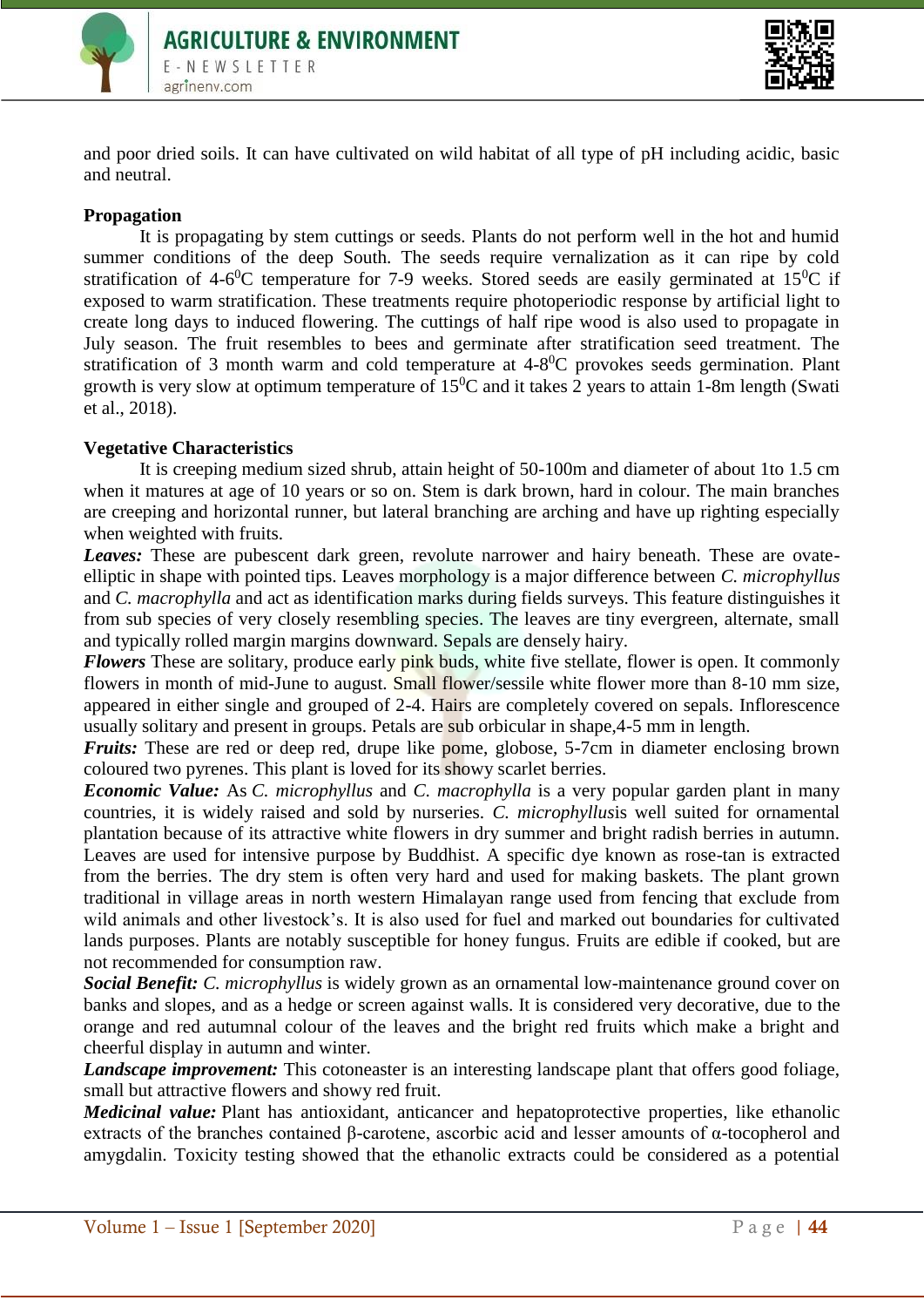and poor dried soils. It can have cultivated on wild habitat of all type of pH including acidic, basic and neutral.

**Propagation**

It is propagating by stem cuttings or seeds. Plants do not perform well in the hot and humid summer conditions of the deep South. The seeds require vernalization as it can ripe by cold stratification of 4-6$^0$C temperature for 7-9 weeks. Stored seeds are easily germinated at 15$^0$C if exposed to warm stratification. These treatments require photoperiodic response by artificial light to create long days to induced flowering. The cuttings of half ripe wood is also used to propagate in July season. The fruit resembles to bees and germinate after stratification seed treatment. The stratification of 3 month warm and cold temperature at 4-8$^0$C provokes seeds germination. Plant growth is very slow at optimum temperature of 15$^0$C and it takes 2 years to attain 1-8m length (Swati et al., 2018).

**Vegetative Characteristics**

It is creeping medium sized shrub, attain height of 50-100m and diameter of about 1to 1.5 cm when it matures at age of 10 years or so on. Stem is dark brown, hard in colour. The main branches are creeping and horizontal runner, but lateral branching are arching and have up righting especially when weighted with fruits.

***Leaves:*** These are pubescent dark green, revolute narrower and hairy beneath. These are ovate-elliptic in shape with pointed tips. Leaves morphology is a major difference between *C. microphyllus* and *C. macrophylla* and act as identification marks during fields surveys. This feature distinguishes it from sub species of very closely resembling species. The leaves are tiny evergreen, alternate, small and typically rolled margin margins downward. Sepals are densely hairy.

***Flowers*** These are solitary, produce early pink buds, white five stellate, flower is open. It commonly flowers in month of mid-June to august. Small flower/sessile white flower more than 8-10 mm size, appeared in either single and grouped of 2-4. Hairs are completely covered on sepals. Inflorescence usually solitary and present in groups. Petals are sub orbicular in shape,4-5 mm in length.

***Fruits:*** These are red or deep red, drupe like pome, globose, 5-7cm in diameter enclosing brown coloured two pyrenes. This plant is loved for its showy scarlet berries.

***Economic Value:*** As *C. microphyllus* and *C. macrophylla* is a very popular garden plant in many countries, it is widely raised and sold by nurseries. *C. microphyllus*is well suited for ornamental plantation because of its attractive white flowers in dry summer and bright radish berries in autumn. Leaves are used for intensive purpose by Buddhist. A specific dye known as rose-tan is extracted from the berries. The dry stem is often very hard and used for making baskets. The plant grown traditional in village areas in north western Himalayan range used from fencing that exclude from wild animals and other livestock's. It is also used for fuel and marked out boundaries for cultivated lands purposes. Plants are notably susceptible for honey fungus. Fruits are edible if cooked, but are not recommended for consumption raw.

***Social Benefit:*** *C. microphyllus* is widely grown as an ornamental low-maintenance ground cover on banks and slopes, and as a hedge or screen against walls. It is considered very decorative, due to the orange and red autumnal colour of the leaves and the bright red fruits which make a bright and cheerful display in autumn and winter.

***Landscape improvement:*** This cotoneaster is an interesting landscape plant that offers good foliage, small but attractive flowers and showy red fruit.

***Medicinal value:*** Plant has antioxidant, anticancer and hepatoprotective properties, like ethanolic extracts of the branches contained β-carotene, ascorbic acid and lesser amounts of α-tocopherol and amygdalin. Toxicity testing showed that the ethanolic extracts could be considered as a potential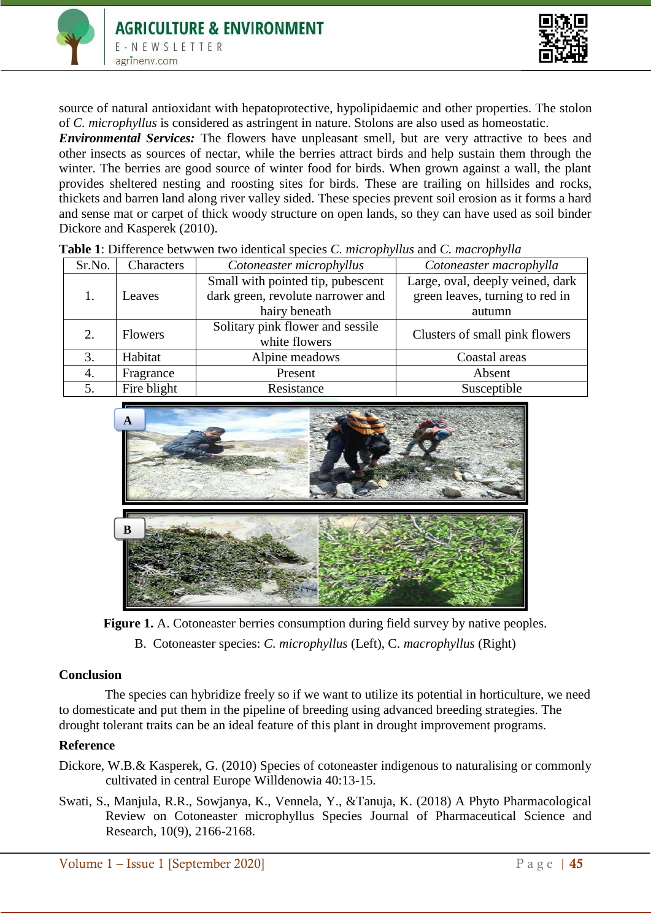source of natural antioxidant with hepatoprotective, hypolipidaemic and other properties. The stolon of *C. microphyllus* is considered as astringent in nature. Stolons are also used as homeostatic.

***Environmental Services:*** The flowers have unpleasant smell, but are very attractive to bees and other insects as sources of nectar, while the berries attract birds and help sustain them through the winter. The berries are good source of winter food for birds. When grown against a wall, the plant provides sheltered nesting and roosting sites for birds. These are trailing on hillsides and rocks, thickets and barren land along river valley sided. These species prevent soil erosion as it forms a hard and sense mat or carpet of thick woody structure on open lands, so they can have used as soil binder Dickore and Kasperek (2010).

**Table 1**: Difference betwwen two identical species *C. microphyllus* and *C. macrophylla*

| Sr.No. | Characters | *Cotoneaster microphyllus* | *Cotoneaster macrophylla* |
|---|---|---|---|
| 1. | Leaves | Small with pointed tip, pubescent dark green, revolute narrower and hairy beneath | Large, oval, deeply veined, dark green leaves, turning to red in autumn |
| 2. | Flowers | Solitary pink flower and sessile white flowers | Clusters of small pink flowers |
| 3. | Habitat | Alpine meadows | Coastal areas |
| 4. | Fragrance | Present | Absent |
| 5. | Fire blight | Resistance | Susceptible |

**Figure 1.** A. Cotoneaster berries consumption during field survey by native peoples.

B. Cotoneaster species: *C. microphyllus* (Left), C. *macrophyllus* (Right)

## Conclusion

The species can hybridize freely so if we want to utilize its potential in horticulture, we need to domesticate and put them in the pipeline of breeding using advanced breeding strategies. The drought tolerant traits can be an ideal feature of this plant in drought improvement programs.

## Reference

Dickore, W.B.& Kasperek, G. (2010) Species of cotoneaster indigenous to naturalising or commonly cultivated in central Europe Willdenowia 40:13-15.

Swati, S., Manjula, R.R., Sowjanya, K., Vennela, Y., &Tanuja, K. (2018) A Phyto Pharmacological Review on Cotoneaster microphyllus Species Journal of Pharmaceutical Science and Research, 10(9), 2166-2168.